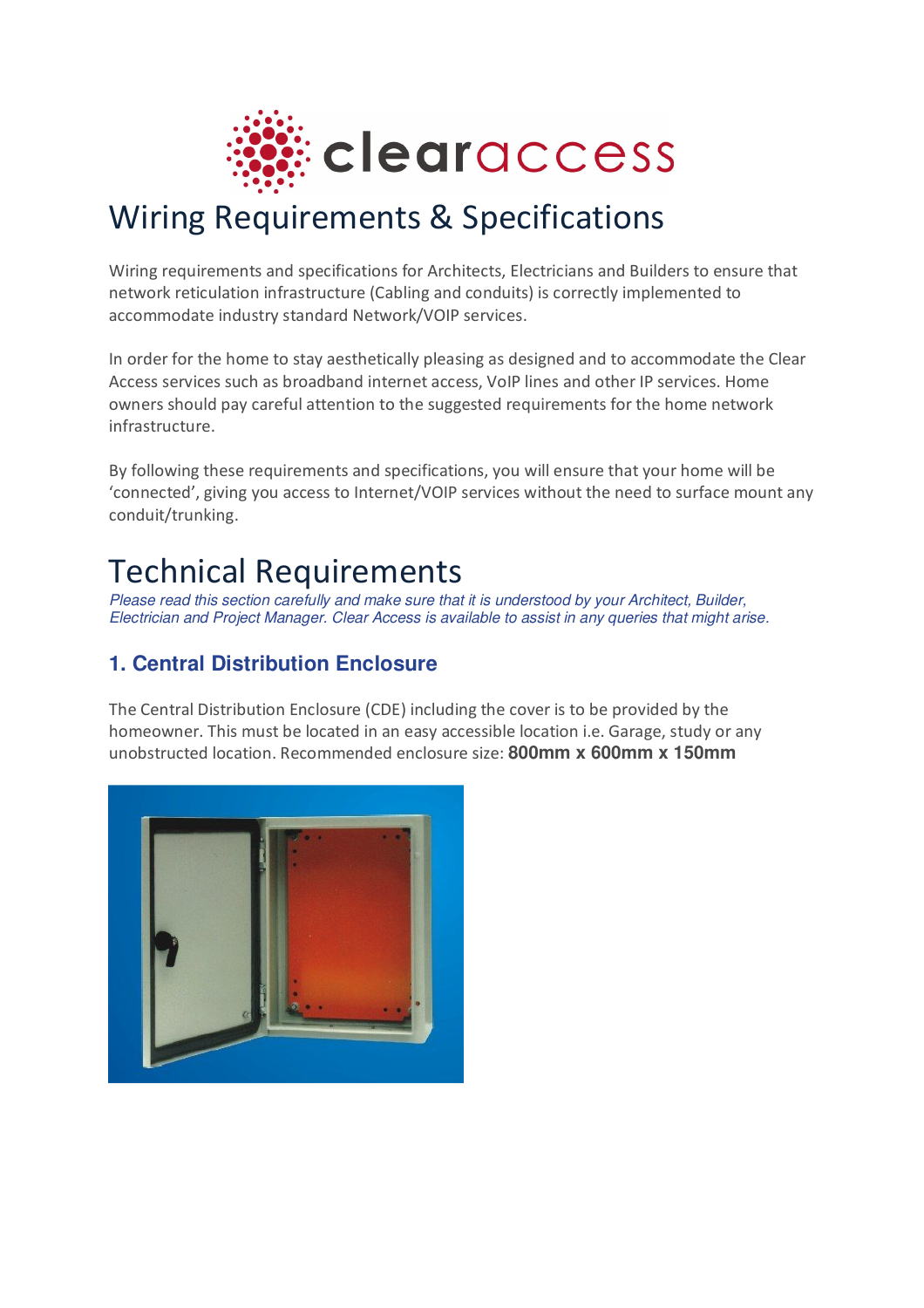# Wiring Requirements & Specifications

Wiring requirements and specifications for Architects, Electricians and Builders to ensure that network reticulation infrastructure (Cabling and conduits) is correctly implemented to accommodate industry standard Network/VOIP services.

In order for the home to stay aesthetically pleasing as designed and to accommodate the Clear Access services such as broadband internet access, VoIP lines and other IP services. Home owners should pay careful attention to the suggested requirements for the home network infrastructure.

By following these requirements and specifications, you will ensure that your home will be 'connected', giving you access to Internet/VOIP services without the need to surface mount any conduit/trunking.

# Technical Requirements

*Please read this section carefully and make sure that it is understood by your Architect, Builder, Electrician and Project Manager. Clear Access is available to assist in any queries that might arise.*

### 1. Central Distribution Enclosure

The Central Distribution Enclosure (CDE) including the cover is to be provided by the homeowner. This must be located in an easy accessible location i.e. Garage, study or any unobstructed location. Recommended enclosure size: **800mm x 600mm x 150mm**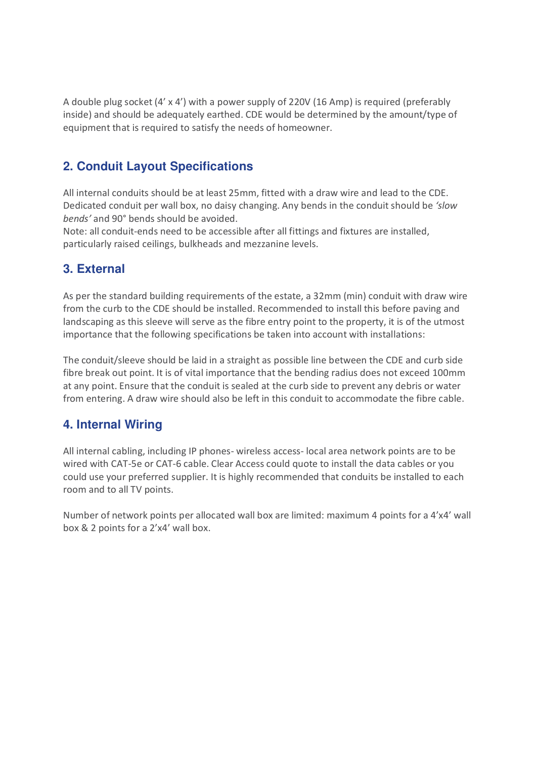A double plug socket (4' x 4') with a power supply of 220V (16 Amp) is required (preferably inside) and should be adequately earthed. CDE would be determined by the amount/type of equipment that is required to satisfy the needs of homeowner.

## 2. Conduit Layout Specifications

All internal conduits should be at least 25mm, fitted with a draw wire and lead to the CDE. Dedicated conduit per wall box, no daisy changing. Any bends in the conduit should be *'slow bends'* and 90° bends should be avoided.
Note: all conduit-ends need to be accessible after all fittings and fixtures are installed, particularly raised ceilings, bulkheads and mezzanine levels.

## 3. External

As per the standard building requirements of the estate, a 32mm (min) conduit with draw wire from the curb to the CDE should be installed. Recommended to install this before paving and landscaping as this sleeve will serve as the fibre entry point to the property, it is of the utmost importance that the following specifications be taken into account with installations:

The conduit/sleeve should be laid in a straight as possible line between the CDE and curb side fibre break out point. It is of vital importance that the bending radius does not exceed 100mm at any point. Ensure that the conduit is sealed at the curb side to prevent any debris or water from entering. A draw wire should also be left in this conduit to accommodate the fibre cable.

## 4. Internal Wiring

All internal cabling, including IP phones- wireless access- local area network points are to be wired with CAT-5e or CAT-6 cable. Clear Access could quote to install the data cables or you could use your preferred supplier. It is highly recommended that conduits be installed to each room and to all TV points.

Number of network points per allocated wall box are limited: maximum 4 points for a 4'x4' wall box & 2 points for a 2'x4' wall box.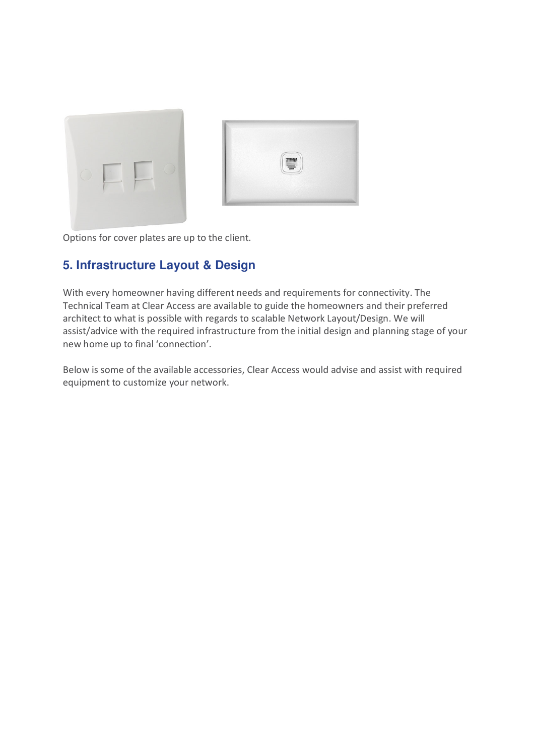Options for cover plates are up to the client.

## 5. Infrastructure Layout & Design

With every homeowner having different needs and requirements for connectivity. The Technical Team at Clear Access are available to guide the homeowners and their preferred architect to what is possible with regards to scalable Network Layout/Design. We will assist/advice with the required infrastructure from the initial design and planning stage of your new home up to final 'connection'.

Below is some of the available accessories, Clear Access would advise and assist with required equipment to customize your network.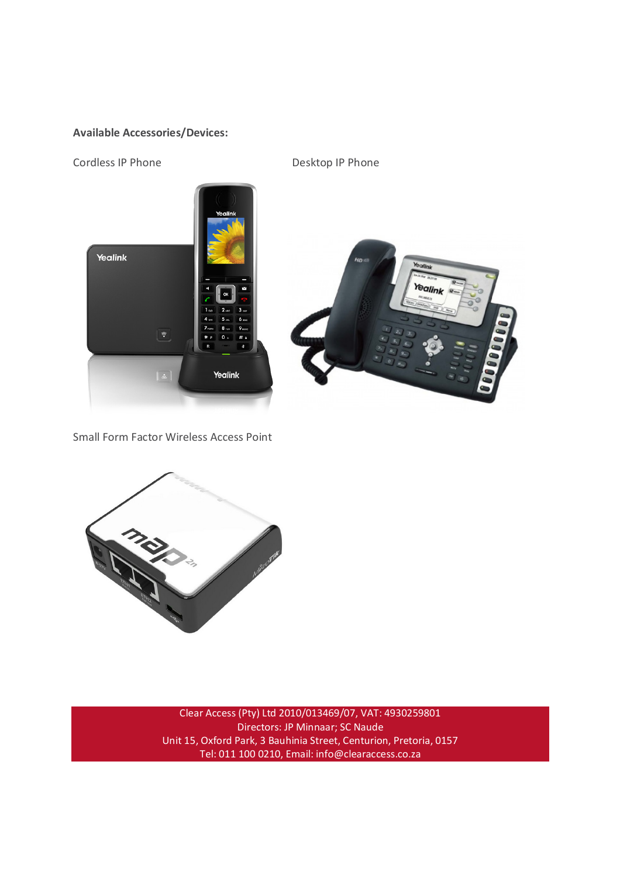**Available Accessories/Devices:**

Cordless IP Phone

Desktop IP Phone

Small Form Factor Wireless Access Point